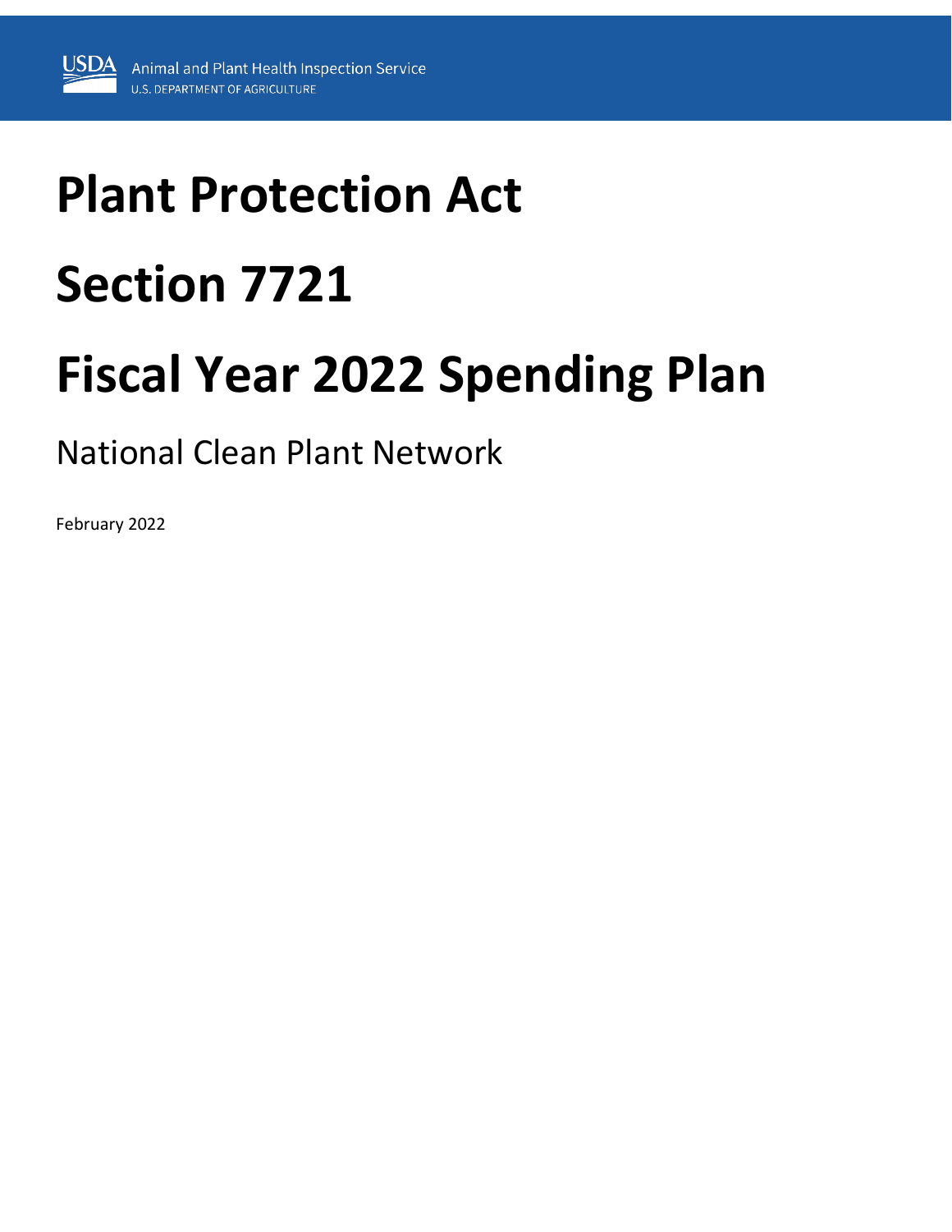USDA Animal and Plant Health Inspection Service
U.S. DEPARTMENT OF AGRICULTURE

# Plant Protection Act

# Section 7721

# Fiscal Year 2022 Spending Plan

## National Clean Plant Network

February 2022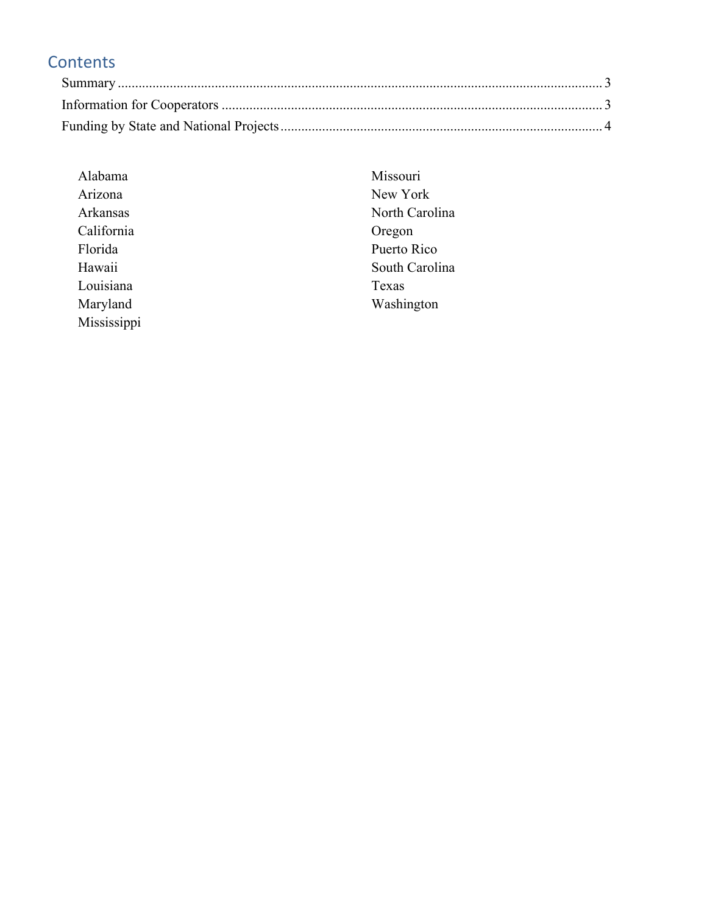## Contents

Summary ........................................................................................................................... 3

Information for Cooperators ............................................................................................. 3

Funding by State and National Projects ........................................................................... 4

- Alabama
- Arizona
- Arkansas
- California
- Florida
- Hawaii
- Louisiana
- Maryland
- Mississippi
- Missouri
- New York
- North Carolina
- Oregon
- Puerto Rico
- South Carolina
- Texas
- Washington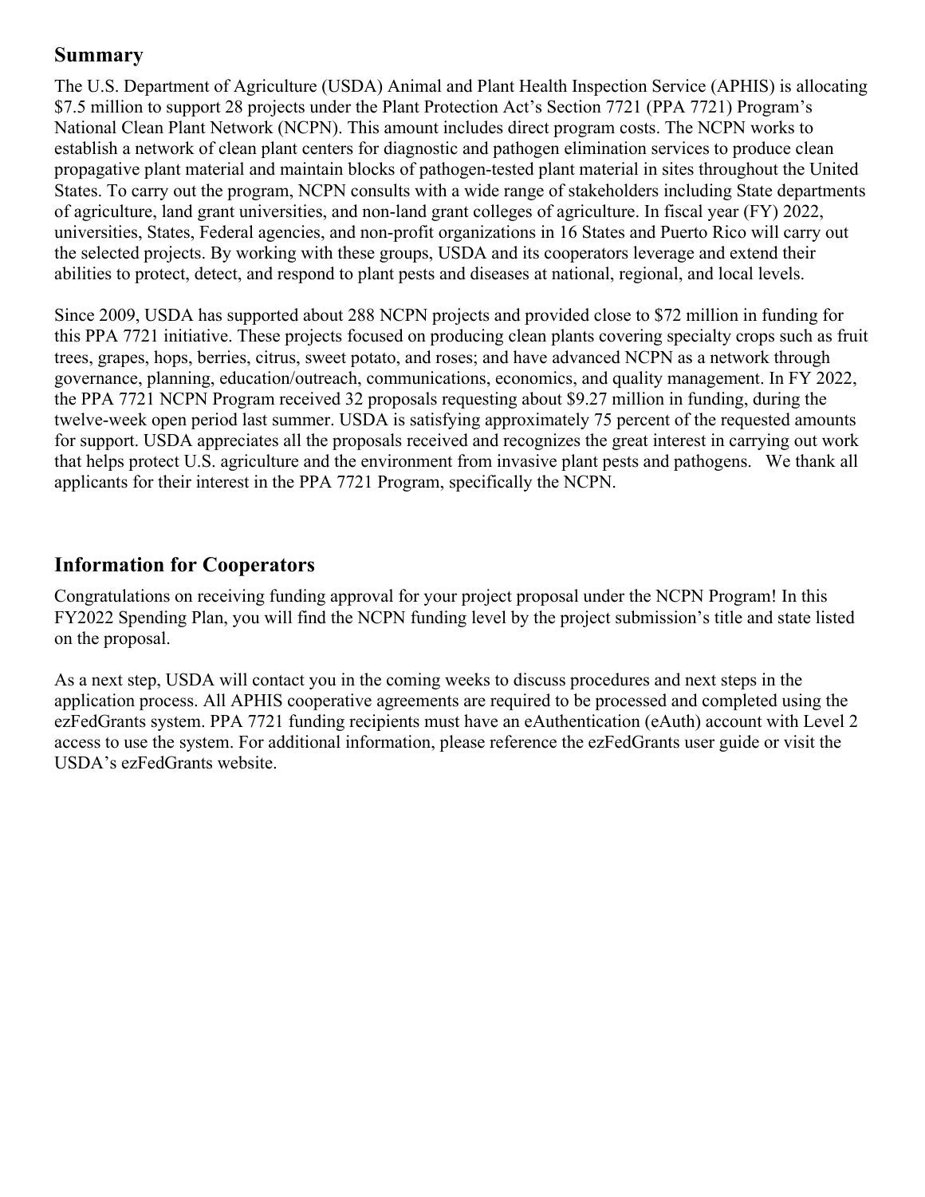## Summary

The U.S. Department of Agriculture (USDA) Animal and Plant Health Inspection Service (APHIS) is allocating $7.5 million to support 28 projects under the Plant Protection Act's Section 7721 (PPA 7721) Program's National Clean Plant Network (NCPN). This amount includes direct program costs. The NCPN works to establish a network of clean plant centers for diagnostic and pathogen elimination services to produce clean propagative plant material and maintain blocks of pathogen-tested plant material in sites throughout the United States. To carry out the program, NCPN consults with a wide range of stakeholders including State departments of agriculture, land grant universities, and non-land grant colleges of agriculture. In fiscal year (FY) 2022, universities, States, Federal agencies, and non-profit organizations in 16 States and Puerto Rico will carry out the selected projects. By working with these groups, USDA and its cooperators leverage and extend their abilities to protect, detect, and respond to plant pests and diseases at national, regional, and local levels.

Since 2009, USDA has supported about 288 NCPN projects and provided close to $72 million in funding for this PPA 7721 initiative. These projects focused on producing clean plants covering specialty crops such as fruit trees, grapes, hops, berries, citrus, sweet potato, and roses; and have advanced NCPN as a network through governance, planning, education/outreach, communications, economics, and quality management. In FY 2022, the PPA 7721 NCPN Program received 32 proposals requesting about $9.27 million in funding, during the twelve-week open period last summer. USDA is satisfying approximately 75 percent of the requested amounts for support. USDA appreciates all the proposals received and recognizes the great interest in carrying out work that helps protect U.S. agriculture and the environment from invasive plant pests and pathogens. We thank all applicants for their interest in the PPA 7721 Program, specifically the NCPN.

## Information for Cooperators

Congratulations on receiving funding approval for your project proposal under the NCPN Program! In this FY2022 Spending Plan, you will find the NCPN funding level by the project submission's title and state listed on the proposal.

As a next step, USDA will contact you in the coming weeks to discuss procedures and next steps in the application process. All APHIS cooperative agreements are required to be processed and completed using the ezFedGrants system. PPA 7721 funding recipients must have an eAuthentication (eAuth) account with Level 2 access to use the system. For additional information, please reference the ezFedGrants user guide or visit the USDA's ezFedGrants website.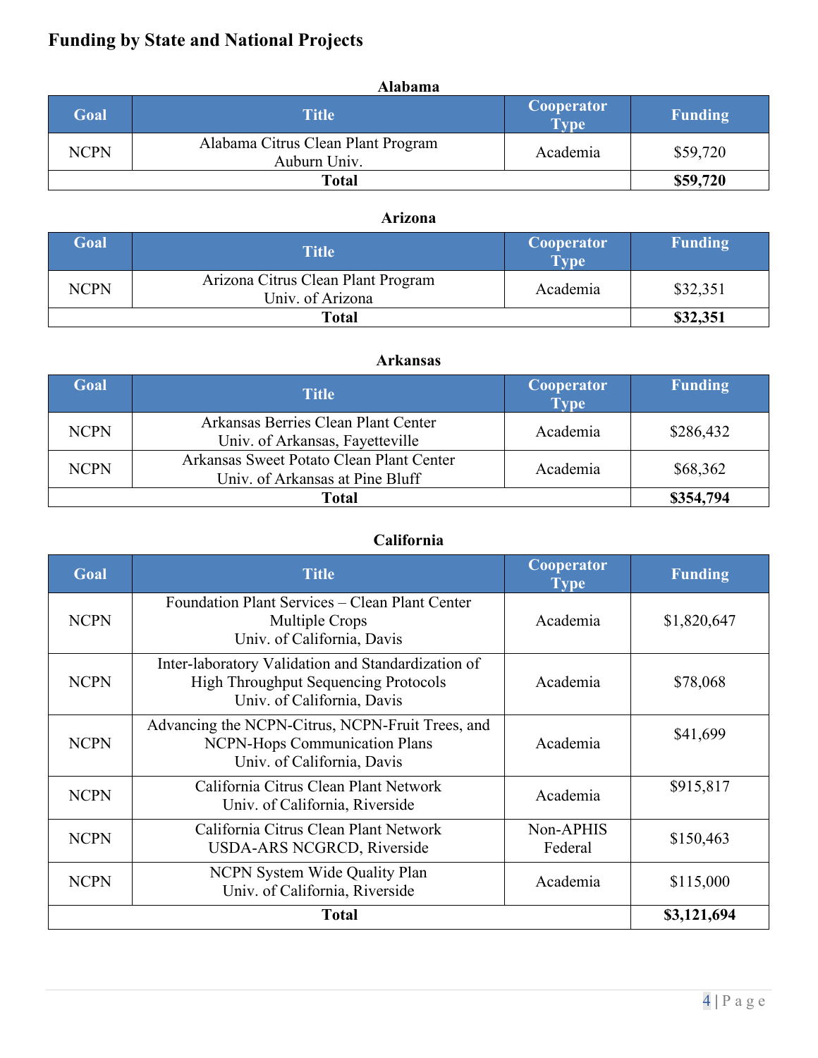## Funding by State and National Projects

### Alabama

| Goal | Title | Cooperator Type | Funding |
|---|---|---|---|
| NCPN | Alabama Citrus Clean Plant Program Auburn Univ. | Academia | $59,720 |
| **Total** | | | **$59,720** |

### Arizona

| Goal | Title | Cooperator Type | Funding |
|---|---|---|---|
| NCPN | Arizona Citrus Clean Plant Program Univ. of Arizona | Academia | $32,351 |
| **Total** | | | **$32,351** |

### Arkansas

| Goal | Title | Cooperator Type | Funding |
|---|---|---|---|
| NCPN | Arkansas Berries Clean Plant Center Univ. of Arkansas, Fayetteville | Academia | $286,432 |
| NCPN | Arkansas Sweet Potato Clean Plant Center Univ. of Arkansas at Pine Bluff | Academia | $68,362 |
| **Total** | | | **$354,794** |

### California

| Goal | Title | Cooperator Type | Funding |
|---|---|---|---|
| NCPN | Foundation Plant Services – Clean Plant Center Multiple Crops Univ. of California, Davis | Academia | $1,820,647 |
| NCPN | Inter-laboratory Validation and Standardization of High Throughput Sequencing Protocols Univ. of California, Davis | Academia | $78,068 |
| NCPN | Advancing the NCPN-Citrus, NCPN-Fruit Trees, and NCPN-Hops Communication Plans Univ. of California, Davis | Academia | $41,699 |
| NCPN | California Citrus Clean Plant Network Univ. of California, Riverside | Academia | $915,817 |
| NCPN | California Citrus Clean Plant Network USDA-ARS NCGRCD, Riverside | Non-APHIS Federal | $150,463 |
| NCPN | NCPN System Wide Quality Plan Univ. of California, Riverside | Academia | $115,000 |
| **Total** | | | **$3,121,694** |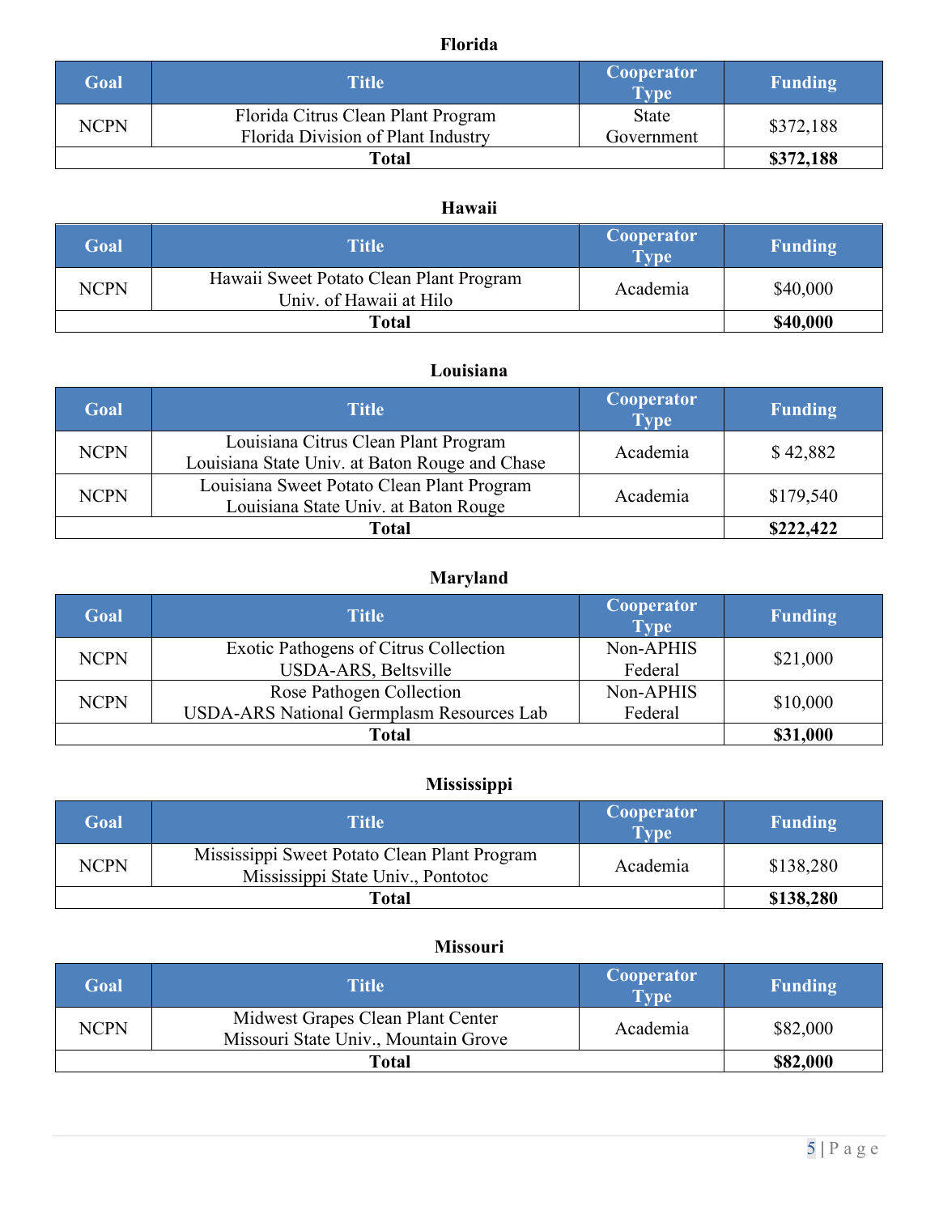### Florida

| Goal | Title | Cooperator Type | Funding |
|---|---|---|---|
| NCPN | Florida Citrus Clean Plant Program Florida Division of Plant Industry | State Government | $372,188 |
| **Total** | | | **$372,188** |

### Hawaii

| Goal | Title | Cooperator Type | Funding |
|---|---|---|---|
| NCPN | Hawaii Sweet Potato Clean Plant Program Univ. of Hawaii at Hilo | Academia | $40,000 |
| **Total** | | | **$40,000** |

### Louisiana

| Goal | Title | Cooperator Type | Funding |
|---|---|---|---|
| NCPN | Louisiana Citrus Clean Plant Program Louisiana State Univ. at Baton Rouge and Chase | Academia | $ 42,882 |
| NCPN | Louisiana Sweet Potato Clean Plant Program Louisiana State Univ. at Baton Rouge | Academia | $179,540 |
| **Total** | | | **$222,422** |

### Maryland

| Goal | Title | Cooperator Type | Funding |
|---|---|---|---|
| NCPN | Exotic Pathogens of Citrus Collection USDA-ARS, Beltsville | Non-APHIS Federal | $21,000 |
| NCPN | Rose Pathogen Collection USDA-ARS National Germplasm Resources Lab | Non-APHIS Federal | $10,000 |
| **Total** | | | **$31,000** |

### Mississippi

| Goal | Title | Cooperator Type | Funding |
|---|---|---|---|
| NCPN | Mississippi Sweet Potato Clean Plant Program Mississippi State Univ., Pontotoc | Academia | $138,280 |
| **Total** | | | **$138,280** |

### Missouri

| Goal | Title | Cooperator Type | Funding |
|---|---|---|---|
| NCPN | Midwest Grapes Clean Plant Center Missouri State Univ., Mountain Grove | Academia | $82,000 |
| **Total** | | | **$82,000** |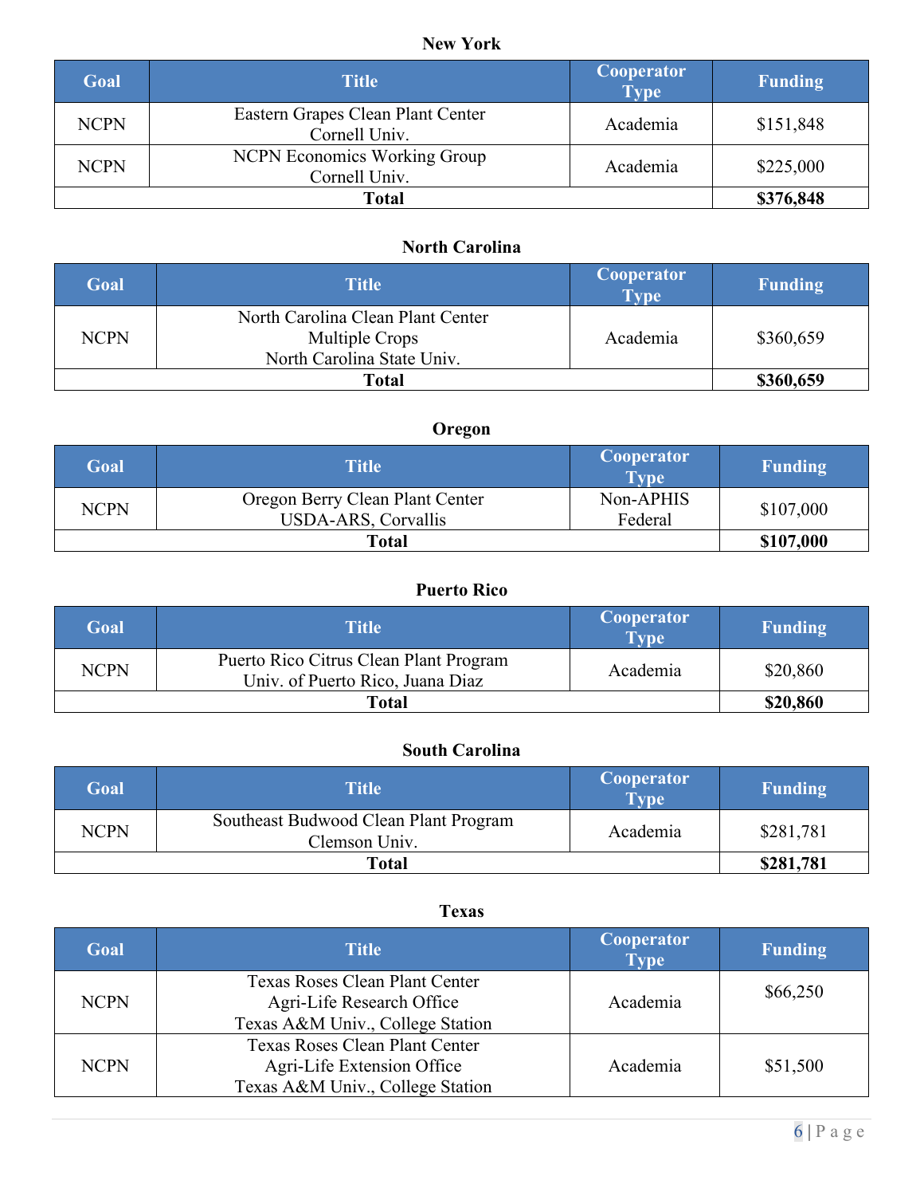**New York**

| Goal | Title | Cooperator Type | Funding |
|---|---|---|---|
| NCPN | Eastern Grapes Clean Plant Center Cornell Univ. | Academia | $151,848 |
| NCPN | NCPN Economics Working Group Cornell Univ. | Academia | $225,000 |
| **Total** | | | **$376,848** |

**North Carolina**

| Goal | Title | Cooperator Type | Funding |
|---|---|---|---|
| NCPN | North Carolina Clean Plant Center Multiple Crops North Carolina State Univ. | Academia | $360,659 |
| **Total** | | | **$360,659** |

**Oregon**

| Goal | Title | Cooperator Type | Funding |
|---|---|---|---|
| NCPN | Oregon Berry Clean Plant Center USDA-ARS, Corvallis | Non-APHIS Federal | $107,000 |
| **Total** | | | **$107,000** |

**Puerto Rico**

| Goal | Title | Cooperator Type | Funding |
|---|---|---|---|
| NCPN | Puerto Rico Citrus Clean Plant Program Univ. of Puerto Rico, Juana Diaz | Academia | $20,860 |
| **Total** | | | **$20,860** |

**South Carolina**

| Goal | Title | Cooperator Type | Funding |
|---|---|---|---|
| NCPN | Southeast Budwood Clean Plant Program Clemson Univ. | Academia | $281,781 |
| **Total** | | | **$281,781** |

**Texas**

| Goal | Title | Cooperator Type | Funding |
|---|---|---|---|
| NCPN | Texas Roses Clean Plant Center Agri-Life Research Office Texas A&M Univ., College Station | Academia | $66,250 |
| NCPN | Texas Roses Clean Plant Center Agri-Life Extension Office Texas A&M Univ., College Station | Academia | $51,500 |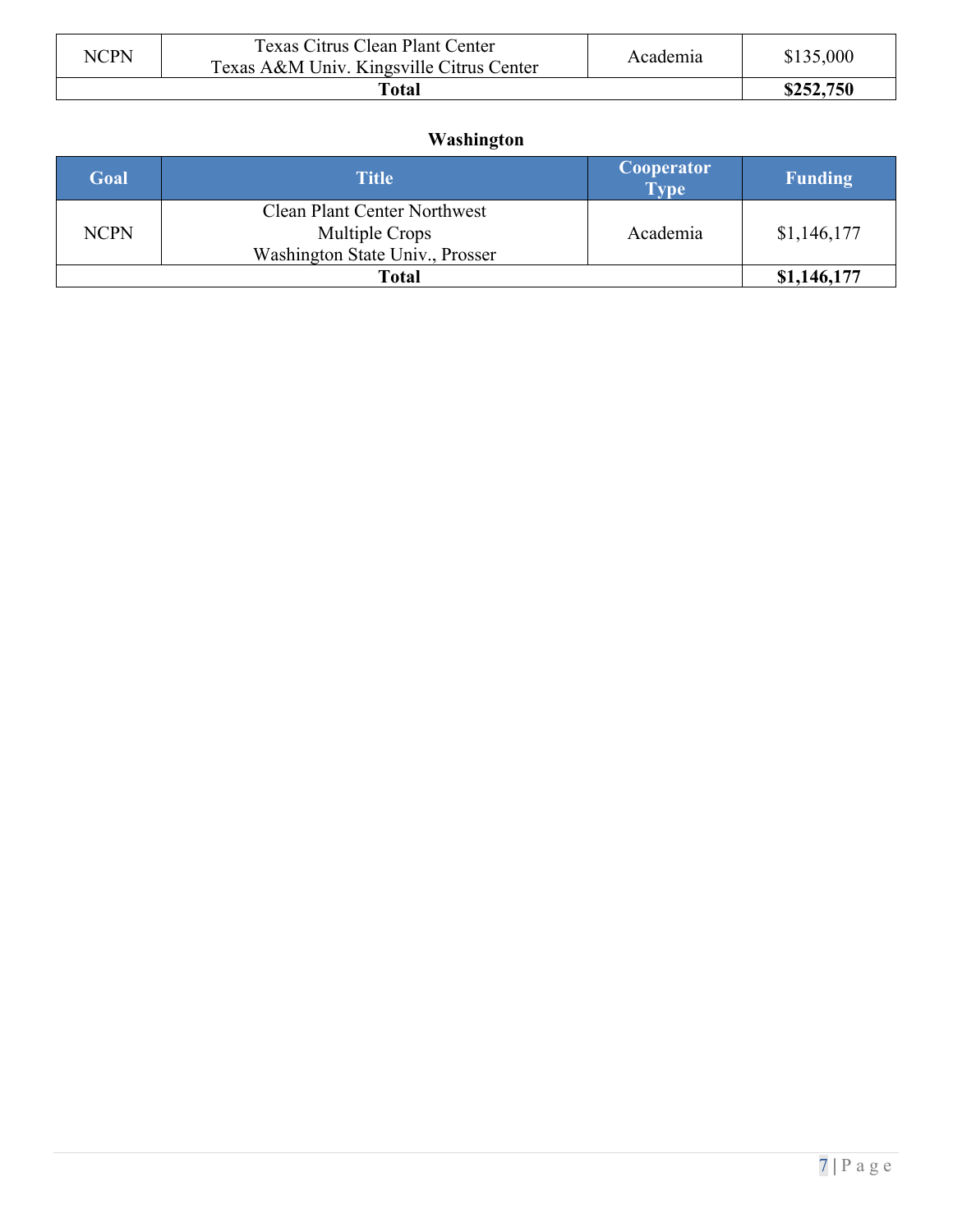| | | | |
|---|---|---|---|
| NCPN | Texas Citrus Clean Plant Center<br>Texas A&M Univ. Kingsville Citrus Center | Academia | $135,000 |
| **Total** | | | **$252,750** |

**Washington**

| Goal | Title | Cooperator Type | Funding |
|---|---|---|---|
| NCPN | Clean Plant Center Northwest<br>Multiple Crops<br>Washington State Univ., Prosser | Academia | $1,146,177 |
| **Total** | | | **$1,146,177** |